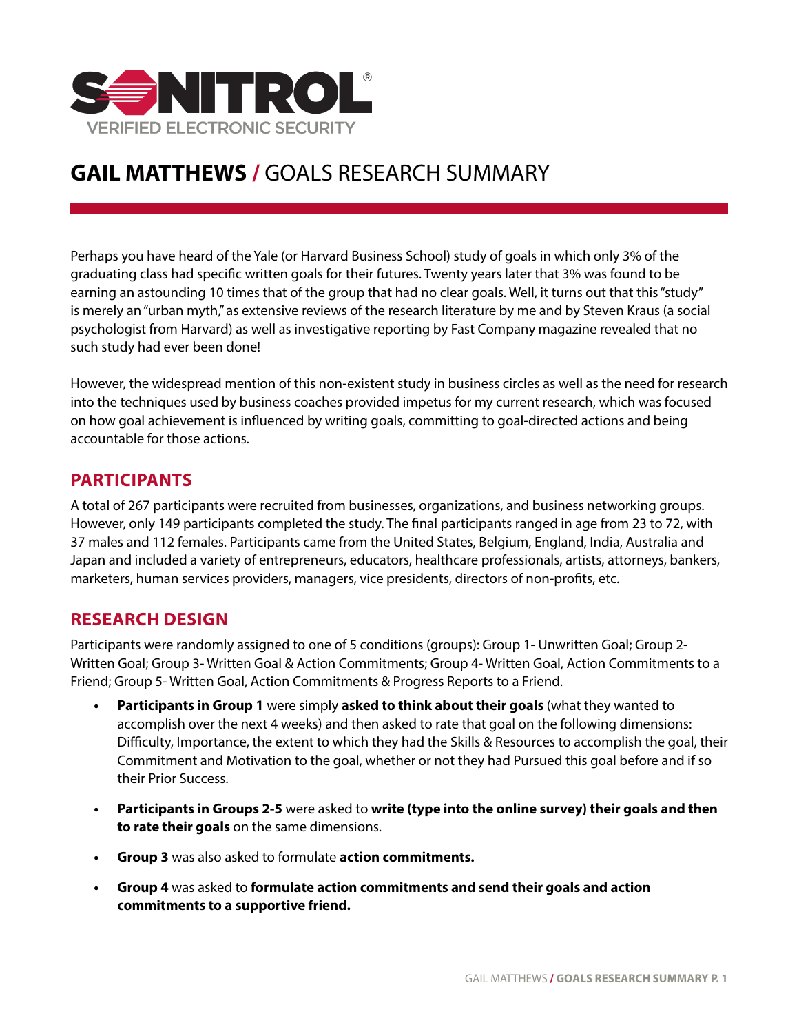SONITROL®
VERIFIED ELECTRONIC SECURITY

# GAIL MATTHEWS / GOALS RESEARCH SUMMARY

Perhaps you have heard of the Yale (or Harvard Business School) study of goals in which only 3% of the graduating class had specific written goals for their futures. Twenty years later that 3% was found to be earning an astounding 10 times that of the group that had no clear goals. Well, it turns out that this "study" is merely an "urban myth," as extensive reviews of the research literature by me and by Steven Kraus (a social psychologist from Harvard) as well as investigative reporting by Fast Company magazine revealed that no such study had ever been done!

However, the widespread mention of this non-existent study in business circles as well as the need for research into the techniques used by business coaches provided impetus for my current research, which was focused on how goal achievement is influenced by writing goals, committing to goal-directed actions and being accountable for those actions.

## PARTICIPANTS

A total of 267 participants were recruited from businesses, organizations, and business networking groups. However, only 149 participants completed the study. The final participants ranged in age from 23 to 72, with 37 males and 112 females. Participants came from the United States, Belgium, England, India, Australia and Japan and included a variety of entrepreneurs, educators, healthcare professionals, artists, attorneys, bankers, marketers, human services providers, managers, vice presidents, directors of non-profits, etc.

## RESEARCH DESIGN

Participants were randomly assigned to one of 5 conditions (groups): Group 1- Unwritten Goal; Group 2- Written Goal; Group 3- Written Goal & Action Commitments; Group 4- Written Goal, Action Commitments to a Friend; Group 5- Written Goal, Action Commitments & Progress Reports to a Friend.

- **Participants in Group 1** were simply **asked to think about their goals** (what they wanted to accomplish over the next 4 weeks) and then asked to rate that goal on the following dimensions: Difficulty, Importance, the extent to which they had the Skills & Resources to accomplish the goal, their Commitment and Motivation to the goal, whether or not they had Pursued this goal before and if so their Prior Success.
- **Participants in Groups 2-5** were asked to **write (type into the online survey) their goals and then to rate their goals** on the same dimensions.
- **Group 3** was also asked to formulate **action commitments.**
- **Group 4** was asked to **formulate action commitments and send their goals and action commitments to a supportive friend.**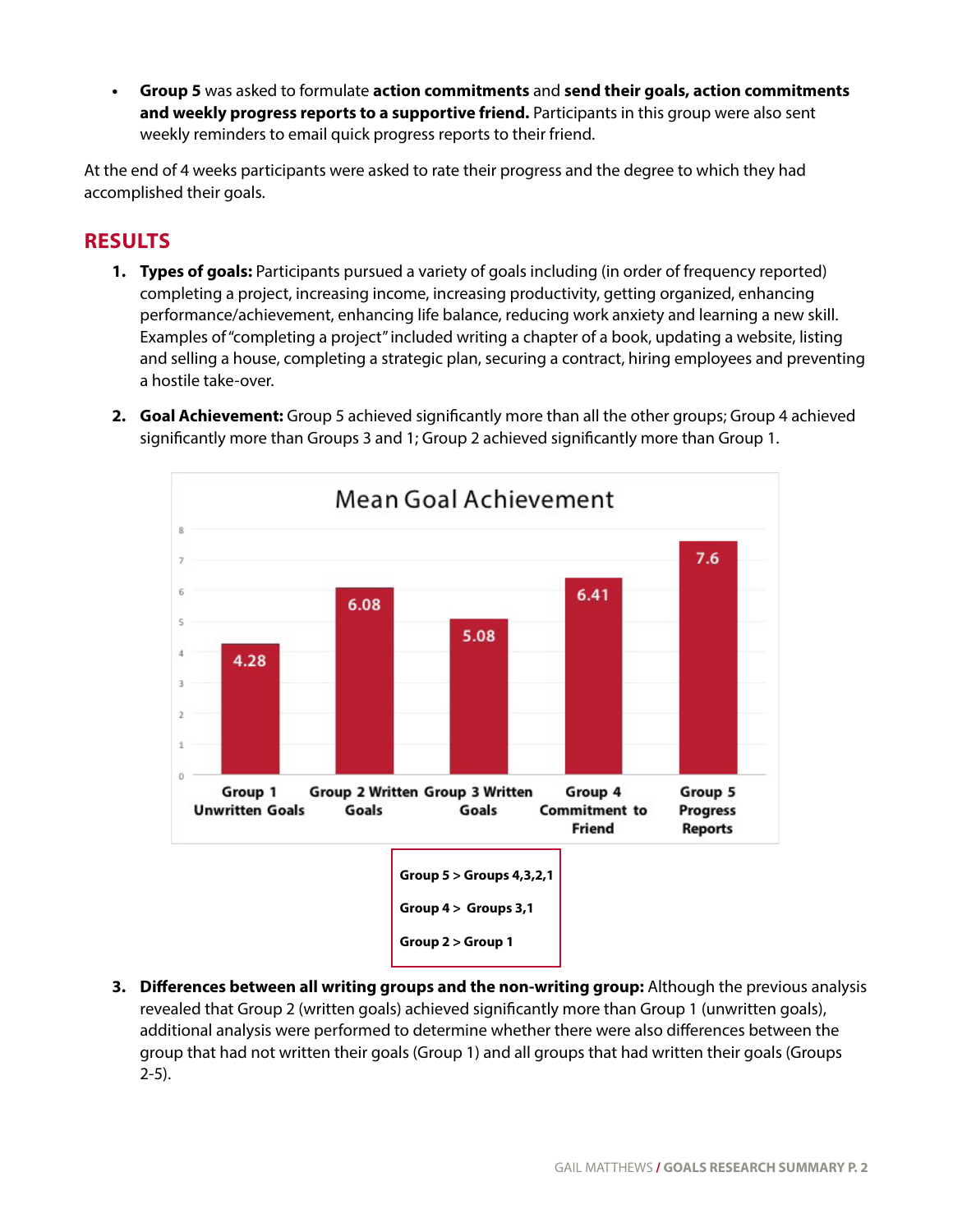- **Group 5** was asked to formulate **action commitments** and **send their goals, action commitments and weekly progress reports to a supportive friend.** Participants in this group were also sent weekly reminders to email quick progress reports to their friend.

At the end of 4 weeks participants were asked to rate their progress and the degree to which they had accomplished their goals.

## RESULTS

1. **Types of goals:** Participants pursued a variety of goals including (in order of frequency reported) completing a project, increasing income, increasing productivity, getting organized, enhancing performance/achievement, enhancing life balance, reducing work anxiety and learning a new skill. Examples of "completing a project" included writing a chapter of a book, updating a website, listing and selling a house, completing a strategic plan, securing a contract, hiring employees and preventing a hostile take-over.

2. **Goal Achievement:** Group 5 achieved significantly more than all the other groups; Group 4 achieved significantly more than Groups 3 and 1; Group 2 achieved significantly more than Group 1.

**Mean Goal Achievement**

| Group 1 Unwritten Goals | Group 2 Written Goals | Group 3 Written Goals | Group 4 Commitment to Friend | Group 5 Progress Reports |
|---|---|---|---|---|
| 4.28 | 6.08 | 5.08 | 6.41 | 7.6 |

**Group 5 > Groups 4,3,2,1**

**Group 4 > Groups 3,1**

**Group 2 > Group 1**

3. **Differences between all writing groups and the non-writing group:** Although the previous analysis revealed that Group 2 (written goals) achieved significantly more than Group 1 (unwritten goals), additional analysis were performed to determine whether there were also differences between the group that had not written their goals (Group 1) and all groups that had written their goals (Groups 2-5).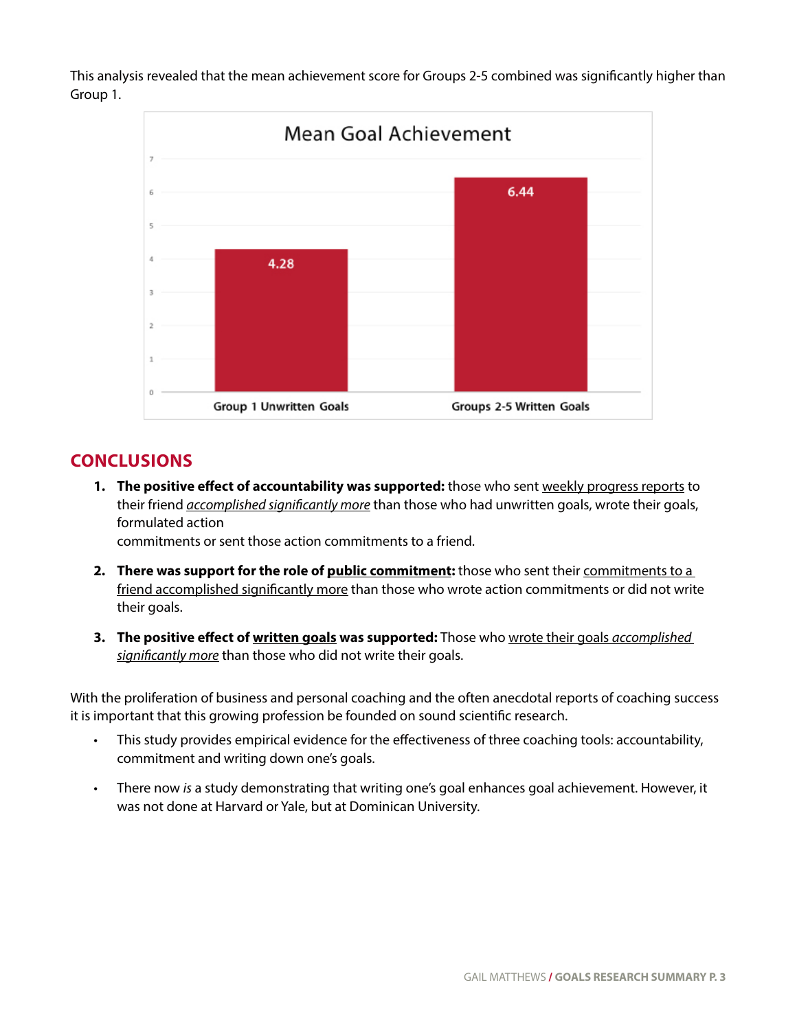This analysis revealed that the mean achievement score for Groups 2-5 combined was significantly higher than Group 1.

Mean Goal Achievement

7
6
5
4
3
2
1
0

4.28
6.44

Group 1 Unwritten Goals
Groups 2-5 Written Goals

## CONCLUSIONS

1. **The positive effect of accountability was supported:** those who sent weekly progress reports to their friend *accomplished significantly more* than those who had unwritten goals, wrote their goals, formulated action commitments or sent those action commitments to a friend.

2. **There was support for the role of public commitment:** those who sent their commitments to a friend accomplished significantly more than those who wrote action commitments or did not write their goals.

3. **The positive effect of written goals was supported:** Those who wrote their goals *accomplished significantly more* than those who did not write their goals.

With the proliferation of business and personal coaching and the often anecdotal reports of coaching success it is important that this growing profession be founded on sound scientific research.

- This study provides empirical evidence for the effectiveness of three coaching tools: accountability, commitment and writing down one's goals.
- There now *is* a study demonstrating that writing one's goal enhances goal achievement. However, it was not done at Harvard or Yale, but at Dominican University.